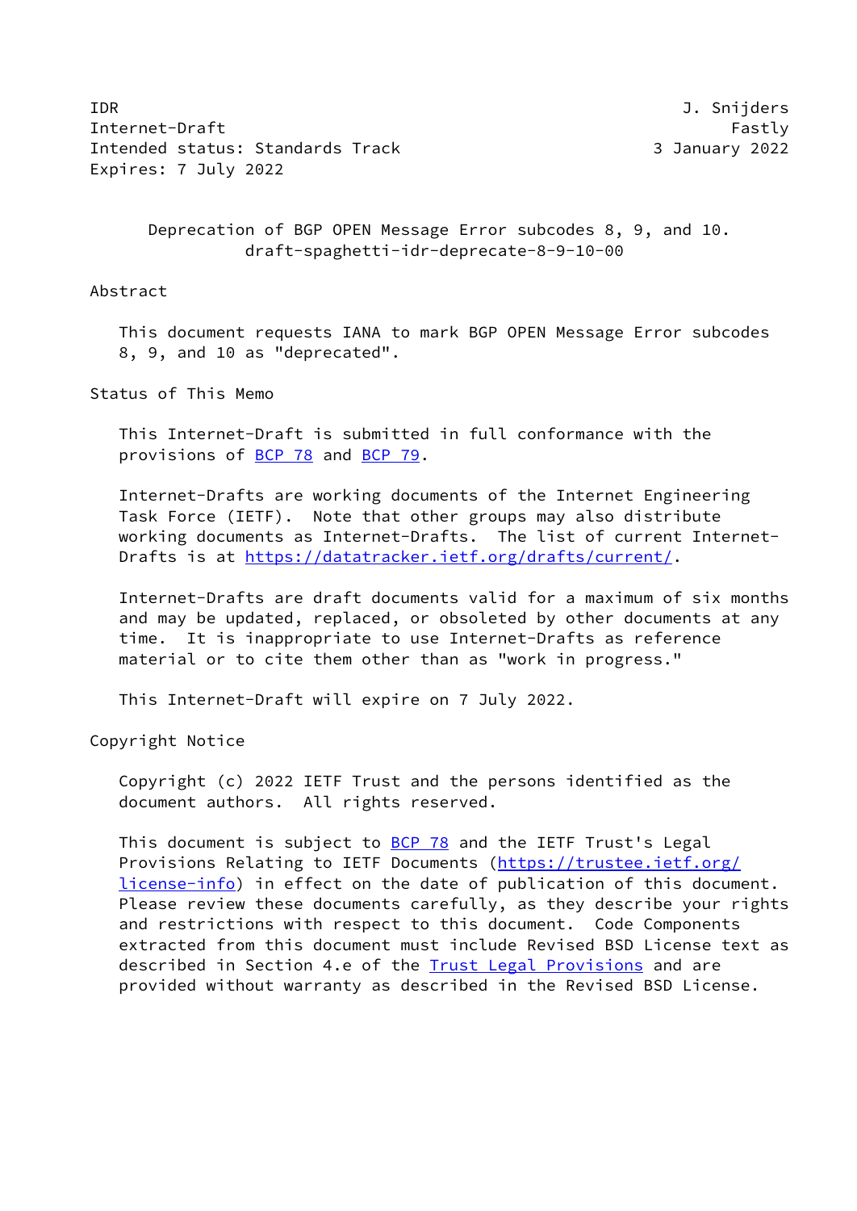IDR J. Snijders
Internet-Draft Fastly
Intended status: Standards Track 3 January 2022
Expires: 7 July 2022

# Deprecation of BGP OPEN Message Error subcodes 8, 9, and 10.
draft-spaghetti-idr-deprecate-8-9-10-00

## Abstract

This document requests IANA to mark BGP OPEN Message Error subcodes 8, 9, and 10 as "deprecated".

## Status of This Memo

This Internet-Draft is submitted in full conformance with the provisions of BCP 78 and BCP 79.

Internet-Drafts are working documents of the Internet Engineering Task Force (IETF). Note that other groups may also distribute working documents as Internet-Drafts. The list of current Internet-Drafts is at https://datatracker.ietf.org/drafts/current/.

Internet-Drafts are draft documents valid for a maximum of six months and may be updated, replaced, or obsoleted by other documents at any time. It is inappropriate to use Internet-Drafts as reference material or to cite them other than as "work in progress."

This Internet-Draft will expire on 7 July 2022.

## Copyright Notice

Copyright (c) 2022 IETF Trust and the persons identified as the document authors. All rights reserved.

This document is subject to BCP 78 and the IETF Trust's Legal Provisions Relating to IETF Documents (https://trustee.ietf.org/license-info) in effect on the date of publication of this document. Please review these documents carefully, as they describe your rights and restrictions with respect to this document. Code Components extracted from this document must include Revised BSD License text as described in Section 4.e of the Trust Legal Provisions and are provided without warranty as described in the Revised BSD License.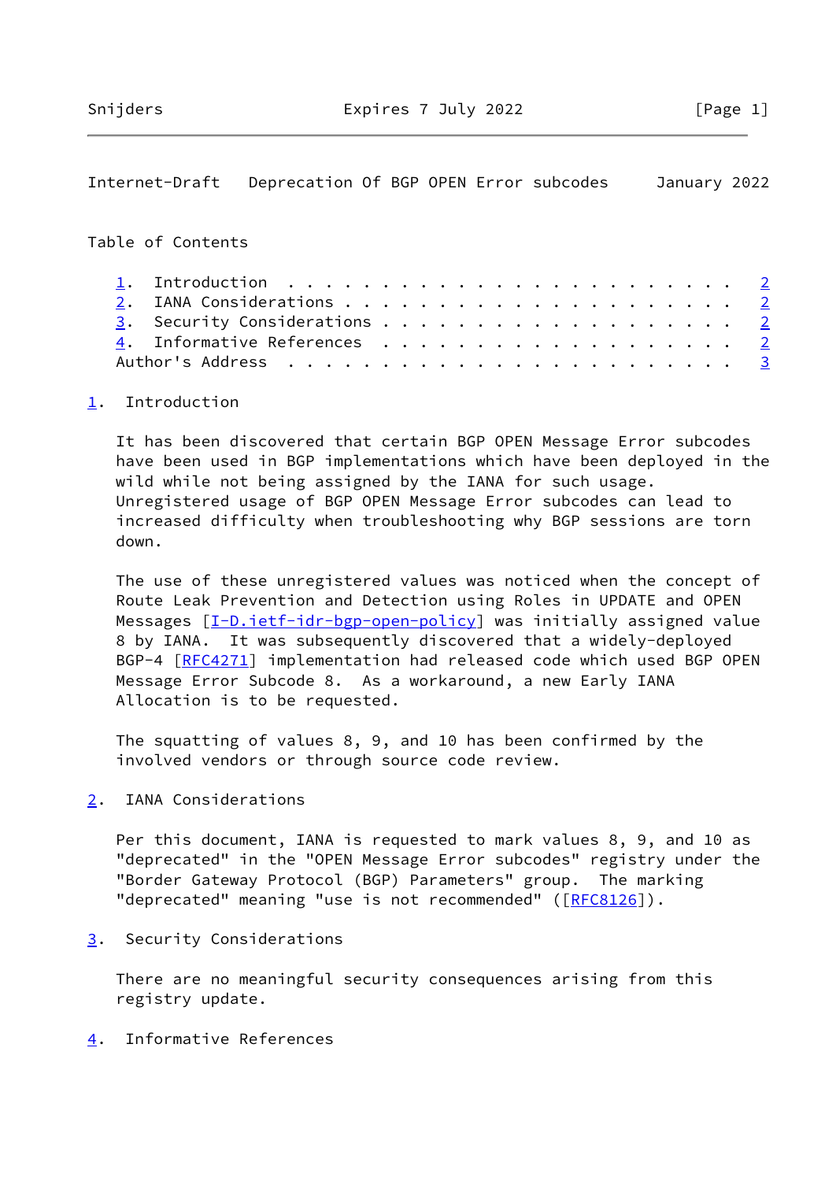Table of Contents

1. Introduction . . . . . . . . . . . . . . . . . . . . . . . . 2
2. IANA Considerations . . . . . . . . . . . . . . . . . . . . . 2
3. Security Considerations . . . . . . . . . . . . . . . . . . . 2
4. Informative References . . . . . . . . . . . . . . . . . . . 2
Author's Address . . . . . . . . . . . . . . . . . . . . . . . . 3

## 1. Introduction

It has been discovered that certain BGP OPEN Message Error subcodes have been used in BGP implementations which have been deployed in the wild while not being assigned by the IANA for such usage. Unregistered usage of BGP OPEN Message Error subcodes can lead to increased difficulty when troubleshooting why BGP sessions are torn down.

The use of these unregistered values was noticed when the concept of Route Leak Prevention and Detection using Roles in UPDATE and OPEN Messages [I-D.ietf-idr-bgp-open-policy] was initially assigned value 8 by IANA. It was subsequently discovered that a widely-deployed BGP-4 [RFC4271] implementation had released code which used BGP OPEN Message Error Subcode 8. As a workaround, a new Early IANA Allocation is to be requested.

The squatting of values 8, 9, and 10 has been confirmed by the involved vendors or through source code review.

## 2. IANA Considerations

Per this document, IANA is requested to mark values 8, 9, and 10 as "deprecated" in the "OPEN Message Error subcodes" registry under the "Border Gateway Protocol (BGP) Parameters" group. The marking "deprecated" meaning "use is not recommended" ([RFC8126]).

## 3. Security Considerations

There are no meaningful security consequences arising from this registry update.

## 4. Informative References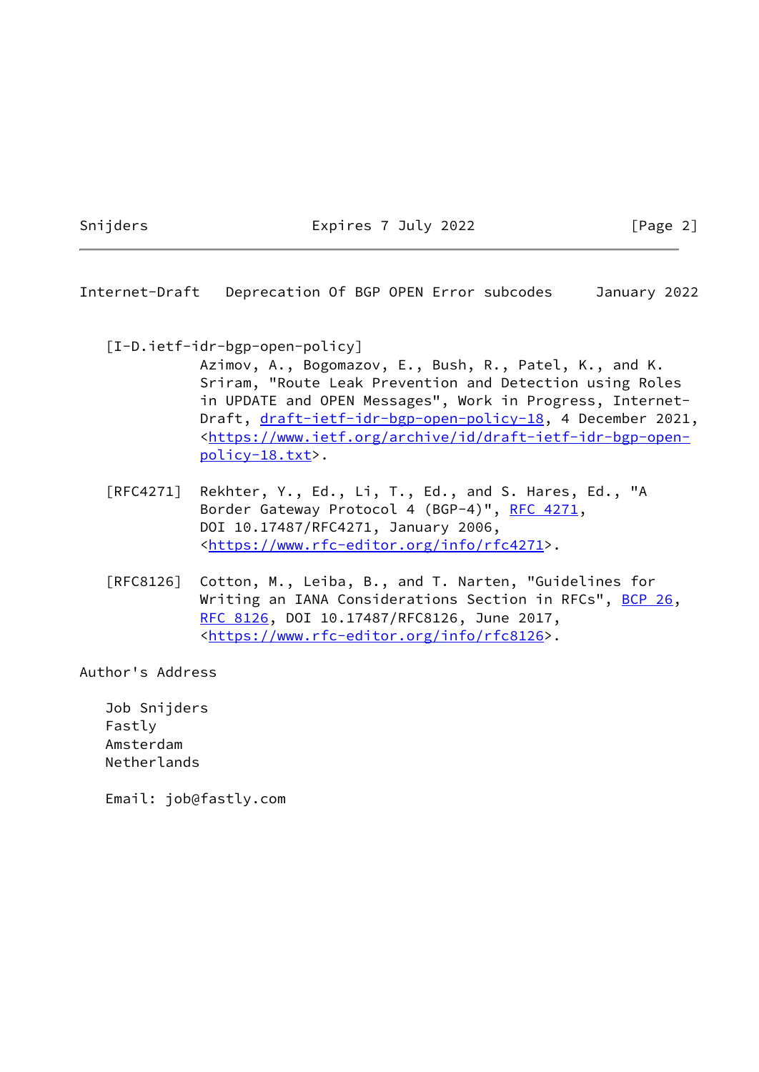[I-D.ietf-idr-bgp-open-policy]
Azimov, A., Bogomazov, E., Bush, R., Patel, K., and K. Sriram, "Route Leak Prevention and Detection using Roles in UPDATE and OPEN Messages", Work in Progress, Internet-Draft, draft-ietf-idr-bgp-open-policy-18, 4 December 2021, <https://www.ietf.org/archive/id/draft-ietf-idr-bgp-open-policy-18.txt>.

[RFC4271] Rekhter, Y., Ed., Li, T., Ed., and S. Hares, Ed., "A Border Gateway Protocol 4 (BGP-4)", RFC 4271, DOI 10.17487/RFC4271, January 2006, <https://www.rfc-editor.org/info/rfc4271>.

[RFC8126] Cotton, M., Leiba, B., and T. Narten, "Guidelines for Writing an IANA Considerations Section in RFCs", BCP 26, RFC 8126, DOI 10.17487/RFC8126, June 2017, <https://www.rfc-editor.org/info/rfc8126>.

## Author's Address

Job Snijders
Fastly
Amsterdam
Netherlands

Email: job@fastly.com